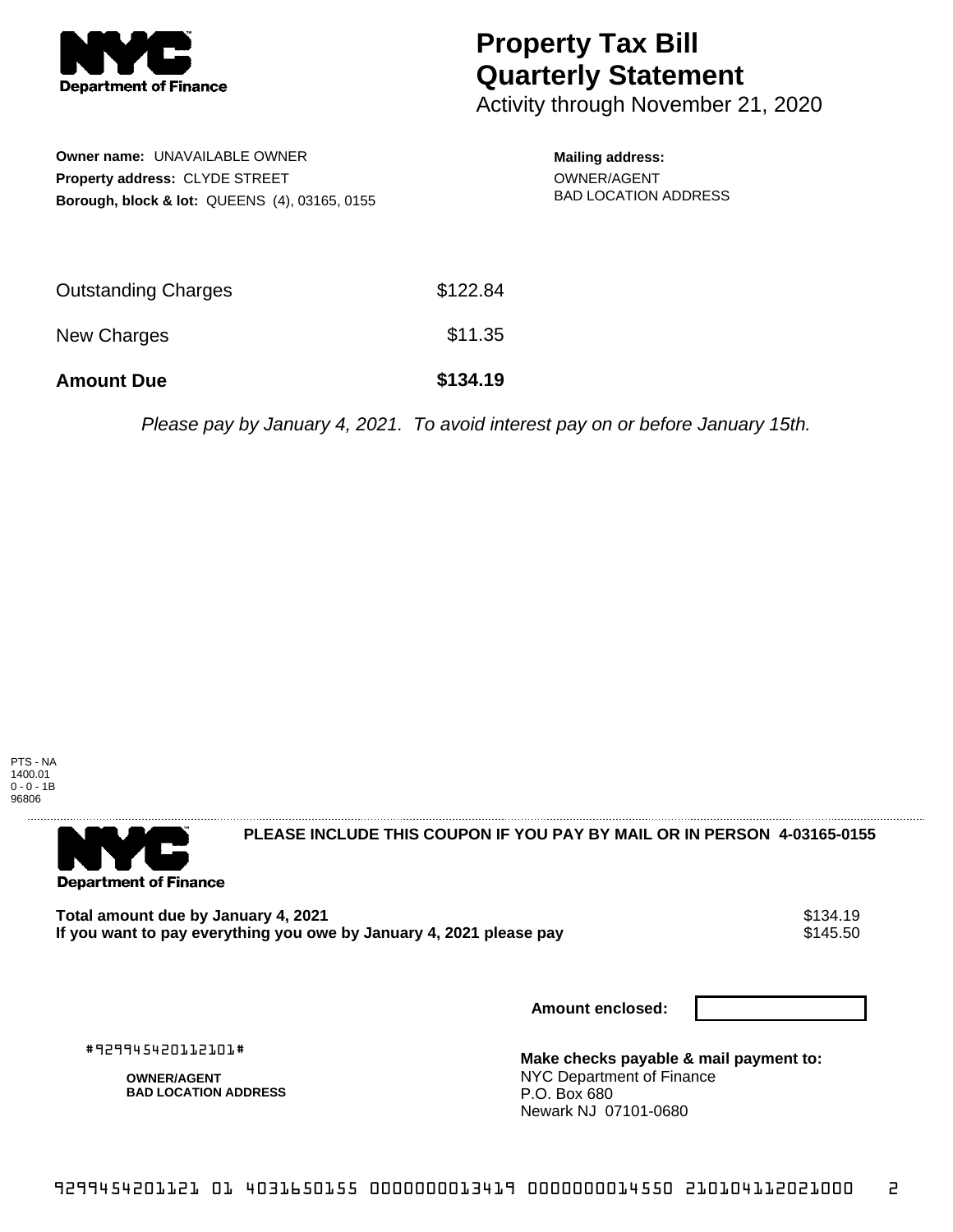# Property Tax Bill Quarterly Statement

Activity through November 21, 2020

**Owner name:** UNAVAILABLE OWNER
**Property address:** CLYDE STREET
**Borough, block & lot:** QUEENS (4), 03165, 0155

**Mailing address:**
OWNER/AGENT
BAD LOCATION ADDRESS

| | |
|---|---|
| Outstanding Charges | $122.84 |
| New Charges | $11.35 |
| **Amount Due** | **$134.19** |

*Please pay by January 4, 2021. To avoid interest pay on or before January 15th.*

PTS - NA
1400.01
0 - 0 - 1B
96806

**PLEASE INCLUDE THIS COUPON IF YOU PAY BY MAIL OR IN PERSON 4-03165-0155**

| | |
|---|---|
| **Total amount due by January 4, 2021** | $134.19 |
| **If you want to pay everything you owe by January 4, 2021 please pay** | $145.50 |

**Amount enclosed:**

#929945420112101#

**OWNER/AGENT**
**BAD LOCATION ADDRESS**

**Make checks payable & mail payment to:**
NYC Department of Finance
P.O. Box 680
Newark NJ 07101-0680

9299454201121 01 4031650155 0000000013419 0000000014550 210104112021000 2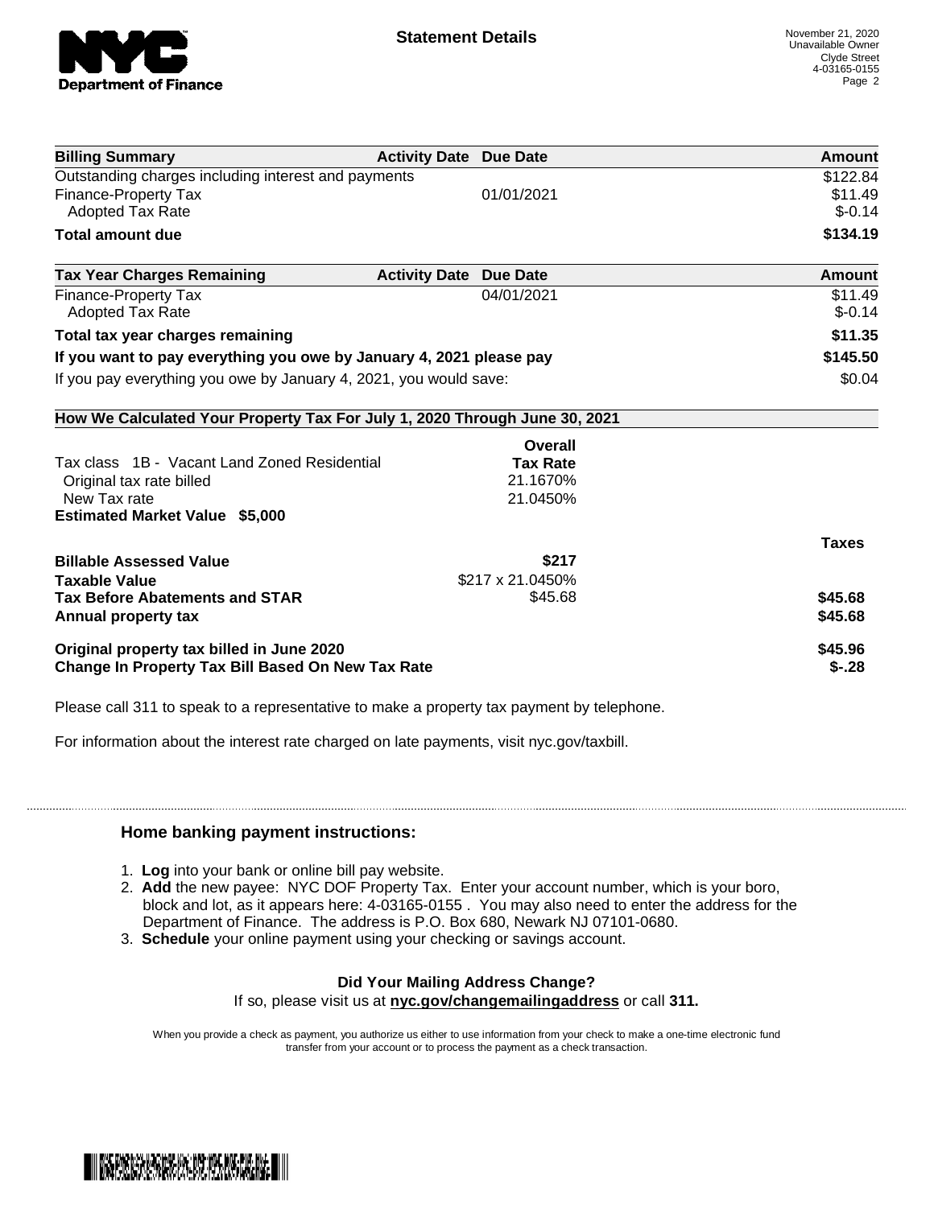**Statement Details**

November 21, 2020
Unavailable Owner
Clyde Street
4-03165-0155

| Billing Summary | Activity Date | Due Date | Amount |
|---|---|---|---|
| Outstanding charges including interest and payments | | | $122.84 |
| Finance-Property Tax | | 01/01/2021 | $11.49 |
| Adopted Tax Rate | | | $-0.14 |
| **Total amount due** | | | **$134.19** |

| Tax Year Charges Remaining | Activity Date | Due Date | Amount |
|---|---|---|---|
| Finance-Property Tax | | 04/01/2021 | $11.49 |
| Adopted Tax Rate | | | $-0.14 |
| **Total tax year charges remaining** | | | **$11.35** |
| **If you want to pay everything you owe by January 4, 2021 please pay** | | | **$145.50** |
| If you pay everything you owe by January 4, 2021, you would save: | | | $0.04 |

**How We Calculated Your Property Tax For July 1, 2020 Through June 30, 2021**

| | Overall Tax Rate | |
|---|---|---|
| Tax class 1B - Vacant Land Zoned Residential | | |
| Original tax rate billed | 21.1670% | |
| New Tax rate | 21.0450% | |
| **Estimated Market Value $5,000** | | |
| | | **Taxes** |
| **Billable Assessed Value** | **$217** | |
| **Taxable Value** | $217 x 21.0450% | |
| **Tax Before Abatements and STAR** | $45.68 | **$45.68** |
| **Annual property tax** | | **$45.68** |
| **Original property tax billed in June 2020** | | **$45.96** |
| **Change In Property Tax Bill Based On New Tax Rate** | | **$-.28** |

Please call 311 to speak to a representative to make a property tax payment by telephone.

For information about the interest rate charged on late payments, visit nyc.gov/taxbill.

## Home banking payment instructions:

1. **Log** into your bank or online bill pay website.
2. **Add** the new payee: NYC DOF Property Tax. Enter your account number, which is your boro, block and lot, as it appears here: 4-03165-0155 . You may also need to enter the address for the Department of Finance. The address is P.O. Box 680, Newark NJ 07101-0680.
3. **Schedule** your online payment using your checking or savings account.

**Did Your Mailing Address Change?**

If so, please visit us at **nyc.gov/changemailingaddress** or call **311.**

When you provide a check as payment, you authorize us either to use information from your check to make a one-time electronic fund transfer from your account or to process the payment as a check transaction.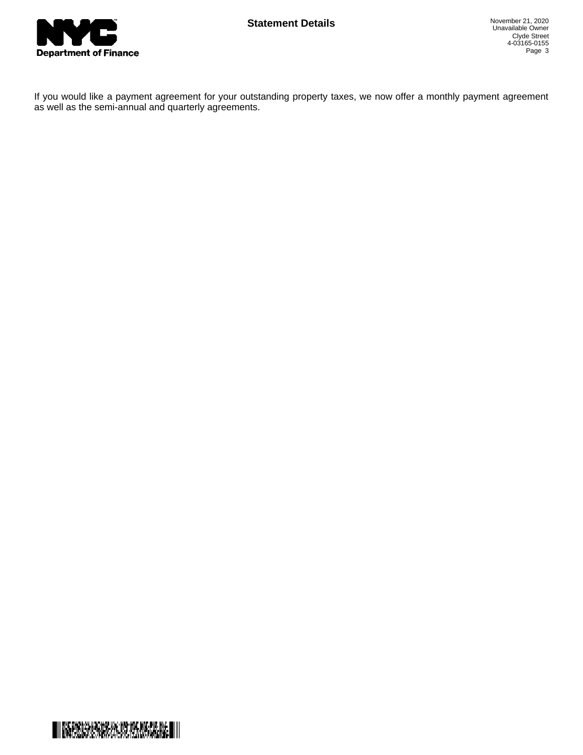If you would like a payment agreement for your outstanding property taxes, we now offer a monthly payment agreement as well as the semi-annual and quarterly agreements.